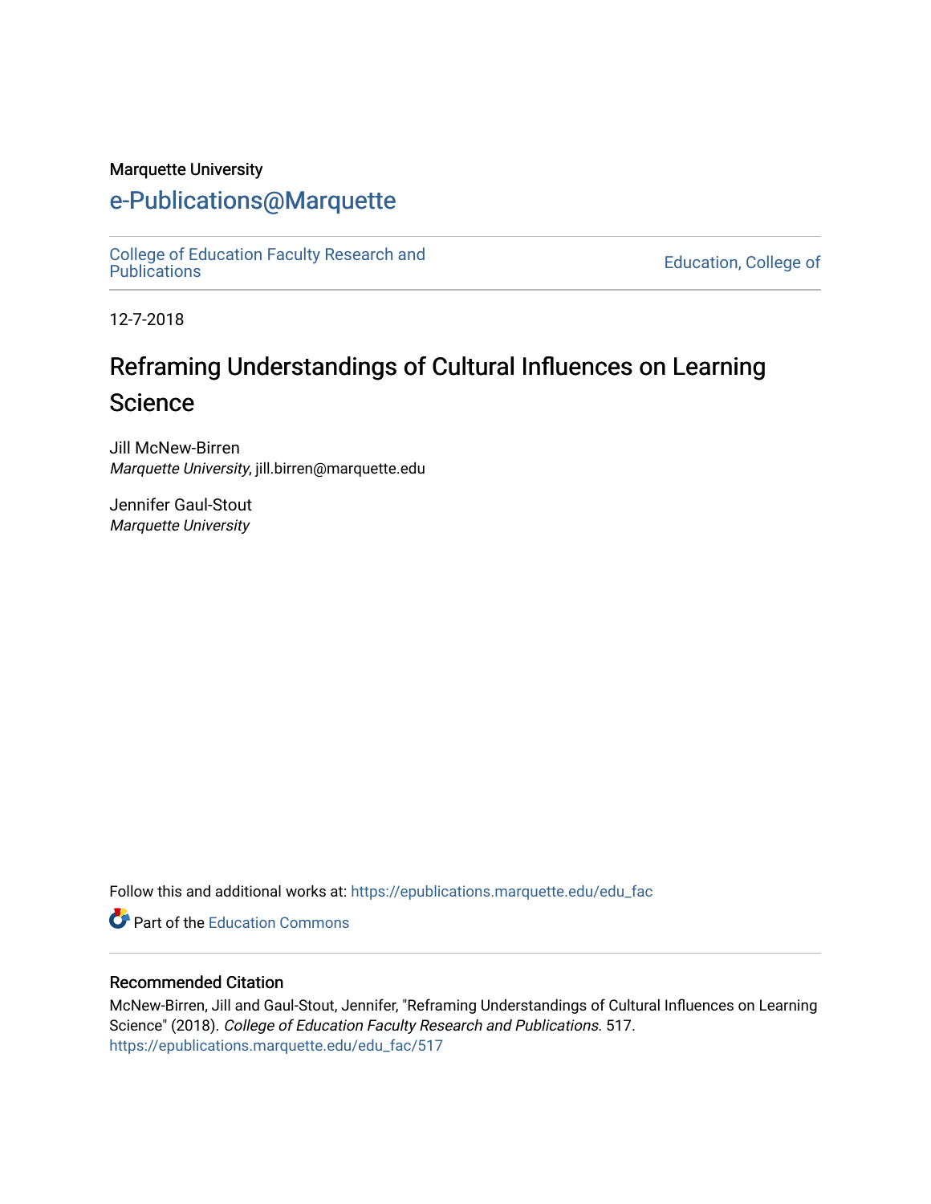Marquette University

# e-Publications@Marquette

College of Education Faculty Research and Publications | Education, College of

12-7-2018

## Reframing Understandings of Cultural Influences on Learning Science

Jill McNew-Birren
*Marquette University*, jill.birren@marquette.edu

Jennifer Gaul-Stout
*Marquette University*

Follow this and additional works at: https://epublications.marquette.edu/edu_fac

Part of the Education Commons

### Recommended Citation

McNew-Birren, Jill and Gaul-Stout, Jennifer, "Reframing Understandings of Cultural Influences on Learning Science" (2018). *College of Education Faculty Research and Publications*. 517.
https://epublications.marquette.edu/edu_fac/517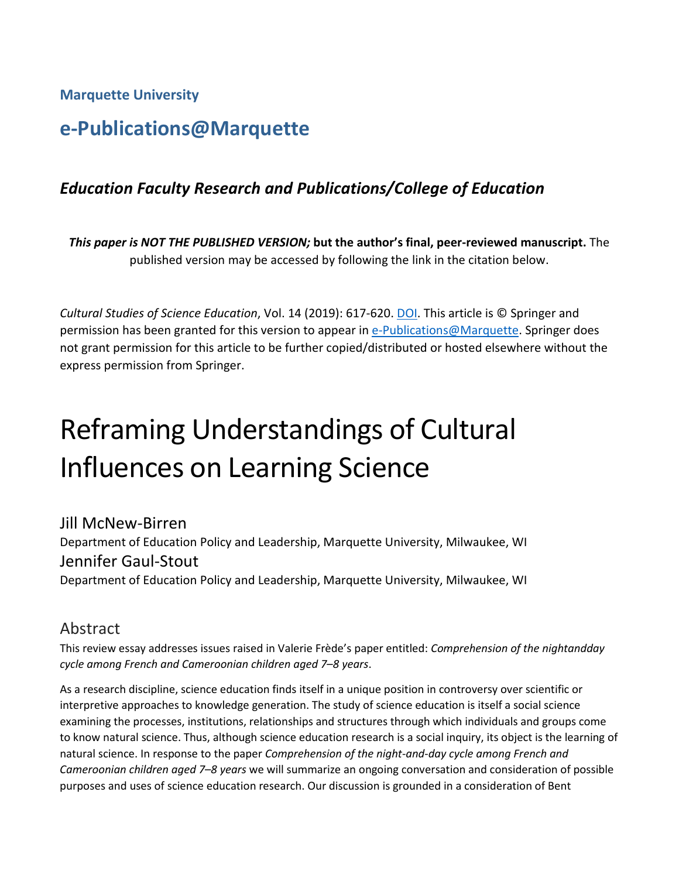**Marquette University**

## e-Publications@Marquette

### *Education Faculty Research and Publications/College of Education*

***This paper is NOT THE PUBLISHED VERSION;* but the author's final, peer-reviewed manuscript.** The published version may be accessed by following the link in the citation below.

*Cultural Studies of Science Education*, Vol. 14 (2019): 617-620. DOI. This article is © Springer and permission has been granted for this version to appear in e-Publications@Marquette. Springer does not grant permission for this article to be further copied/distributed or hosted elsewhere without the express permission from Springer.

# Reframing Understandings of Cultural Influences on Learning Science

Jill McNew-Birren
Department of Education Policy and Leadership, Marquette University, Milwaukee, WI

Jennifer Gaul-Stout
Department of Education Policy and Leadership, Marquette University, Milwaukee, WI

## Abstract

This review essay addresses issues raised in Valerie Frède's paper entitled: *Comprehension of the nightandday cycle among French and Cameroonian children aged 7–8 years*.

As a research discipline, science education finds itself in a unique position in controversy over scientific or interpretive approaches to knowledge generation. The study of science education is itself a social science examining the processes, institutions, relationships and structures through which individuals and groups come to know natural science. Thus, although science education research is a social inquiry, its object is the learning of natural science. In response to the paper *Comprehension of the night-and-day cycle among French and Cameroonian children aged 7–8 years* we will summarize an ongoing conversation and consideration of possible purposes and uses of science education research. Our discussion is grounded in a consideration of Bent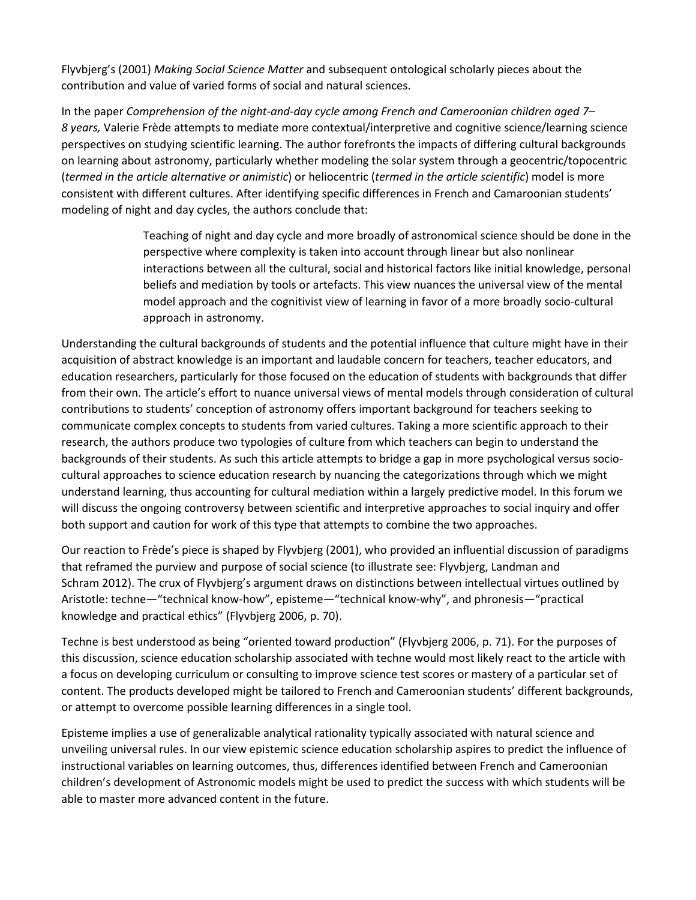Flyvbjerg's (2001) *Making Social Science Matter* and subsequent ontological scholarly pieces about the contribution and value of varied forms of social and natural sciences.

In the paper *Comprehension of the night-and-day cycle among French and Cameroonian children aged 7–8 years,* Valerie Frède attempts to mediate more contextual/interpretive and cognitive science/learning science perspectives on studying scientific learning. The author forefronts the impacts of differing cultural backgrounds on learning about astronomy, particularly whether modeling the solar system through a geocentric/topocentric (*termed in the article alternative or animistic*) or heliocentric (*termed in the article scientific*) model is more consistent with different cultures. After identifying specific differences in French and Camaroonian students' modeling of night and day cycles, the authors conclude that:

> Teaching of night and day cycle and more broadly of astronomical science should be done in the perspective where complexity is taken into account through linear but also nonlinear interactions between all the cultural, social and historical factors like initial knowledge, personal beliefs and mediation by tools or artefacts. This view nuances the universal view of the mental model approach and the cognitivist view of learning in favor of a more broadly socio-cultural approach in astronomy.

Understanding the cultural backgrounds of students and the potential influence that culture might have in their acquisition of abstract knowledge is an important and laudable concern for teachers, teacher educators, and education researchers, particularly for those focused on the education of students with backgrounds that differ from their own. The article's effort to nuance universal views of mental models through consideration of cultural contributions to students' conception of astronomy offers important background for teachers seeking to communicate complex concepts to students from varied cultures. Taking a more scientific approach to their research, the authors produce two typologies of culture from which teachers can begin to understand the backgrounds of their students. As such this article attempts to bridge a gap in more psychological versus socio-cultural approaches to science education research by nuancing the categorizations through which we might understand learning, thus accounting for cultural mediation within a largely predictive model. In this forum we will discuss the ongoing controversy between scientific and interpretive approaches to social inquiry and offer both support and caution for work of this type that attempts to combine the two approaches.

Our reaction to Frède's piece is shaped by Flyvbjerg (2001), who provided an influential discussion of paradigms that reframed the purview and purpose of social science (to illustrate see: Flyvbjerg, Landman and Schram 2012). The crux of Flyvbjerg's argument draws on distinctions between intellectual virtues outlined by Aristotle: techne—"technical know-how", episteme—"technical know-why", and phronesis—"practical knowledge and practical ethics" (Flyvbjerg 2006, p. 70).

Techne is best understood as being "oriented toward production" (Flyvbjerg 2006, p. 71). For the purposes of this discussion, science education scholarship associated with techne would most likely react to the article with a focus on developing curriculum or consulting to improve science test scores or mastery of a particular set of content. The products developed might be tailored to French and Cameroonian students' different backgrounds, or attempt to overcome possible learning differences in a single tool.

Episteme implies a use of generalizable analytical rationality typically associated with natural science and unveiling universal rules. In our view epistemic science education scholarship aspires to predict the influence of instructional variables on learning outcomes, thus, differences identified between French and Cameroonian children's development of Astronomic models might be used to predict the success with which students will be able to master more advanced content in the future.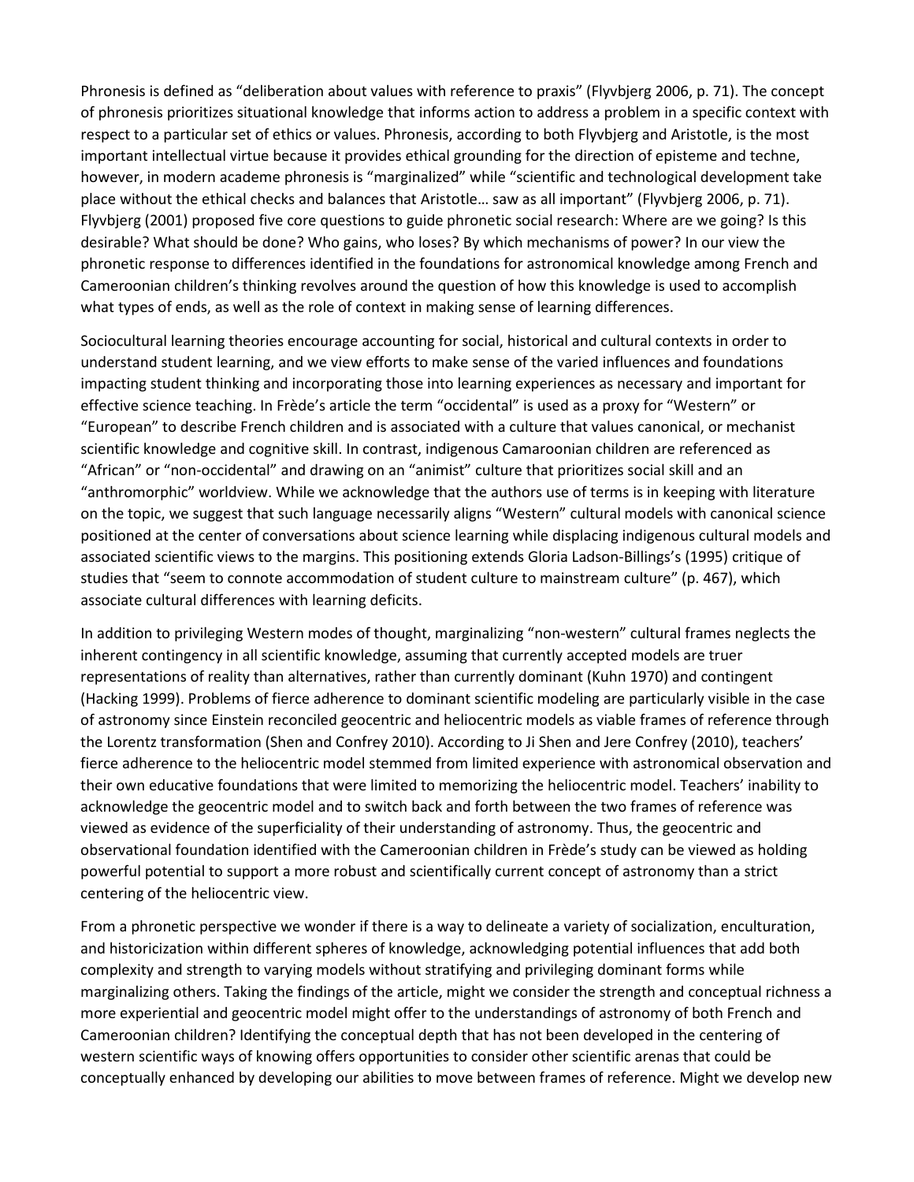Phronesis is defined as "deliberation about values with reference to praxis" (Flyvbjerg 2006, p. 71). The concept of phronesis prioritizes situational knowledge that informs action to address a problem in a specific context with respect to a particular set of ethics or values. Phronesis, according to both Flyvbjerg and Aristotle, is the most important intellectual virtue because it provides ethical grounding for the direction of episteme and techne, however, in modern academe phronesis is "marginalized" while "scientific and technological development take place without the ethical checks and balances that Aristotle… saw as all important" (Flyvbjerg 2006, p. 71). Flyvbjerg (2001) proposed five core questions to guide phronetic social research: Where are we going? Is this desirable? What should be done? Who gains, who loses? By which mechanisms of power? In our view the phronetic response to differences identified in the foundations for astronomical knowledge among French and Cameroonian children's thinking revolves around the question of how this knowledge is used to accomplish what types of ends, as well as the role of context in making sense of learning differences.

Sociocultural learning theories encourage accounting for social, historical and cultural contexts in order to understand student learning, and we view efforts to make sense of the varied influences and foundations impacting student thinking and incorporating those into learning experiences as necessary and important for effective science teaching. In Frède's article the term "occidental" is used as a proxy for "Western" or "European" to describe French children and is associated with a culture that values canonical, or mechanist scientific knowledge and cognitive skill. In contrast, indigenous Camaroonian children are referenced as "African" or "non-occidental" and drawing on an "animist" culture that prioritizes social skill and an "anthromorphic" worldview. While we acknowledge that the authors use of terms is in keeping with literature on the topic, we suggest that such language necessarily aligns "Western" cultural models with canonical science positioned at the center of conversations about science learning while displacing indigenous cultural models and associated scientific views to the margins. This positioning extends Gloria Ladson-Billings's (1995) critique of studies that "seem to connote accommodation of student culture to mainstream culture" (p. 467), which associate cultural differences with learning deficits.

In addition to privileging Western modes of thought, marginalizing "non-western" cultural frames neglects the inherent contingency in all scientific knowledge, assuming that currently accepted models are truer representations of reality than alternatives, rather than currently dominant (Kuhn 1970) and contingent (Hacking 1999). Problems of fierce adherence to dominant scientific modeling are particularly visible in the case of astronomy since Einstein reconciled geocentric and heliocentric models as viable frames of reference through the Lorentz transformation (Shen and Confrey 2010). According to Ji Shen and Jere Confrey (2010), teachers' fierce adherence to the heliocentric model stemmed from limited experience with astronomical observation and their own educative foundations that were limited to memorizing the heliocentric model. Teachers' inability to acknowledge the geocentric model and to switch back and forth between the two frames of reference was viewed as evidence of the superficiality of their understanding of astronomy. Thus, the geocentric and observational foundation identified with the Cameroonian children in Frède's study can be viewed as holding powerful potential to support a more robust and scientifically current concept of astronomy than a strict centering of the heliocentric view.

From a phronetic perspective we wonder if there is a way to delineate a variety of socialization, enculturation, and historicization within different spheres of knowledge, acknowledging potential influences that add both complexity and strength to varying models without stratifying and privileging dominant forms while marginalizing others. Taking the findings of the article, might we consider the strength and conceptual richness a more experiential and geocentric model might offer to the understandings of astronomy of both French and Cameroonian children? Identifying the conceptual depth that has not been developed in the centering of western scientific ways of knowing offers opportunities to consider other scientific arenas that could be conceptually enhanced by developing our abilities to move between frames of reference. Might we develop new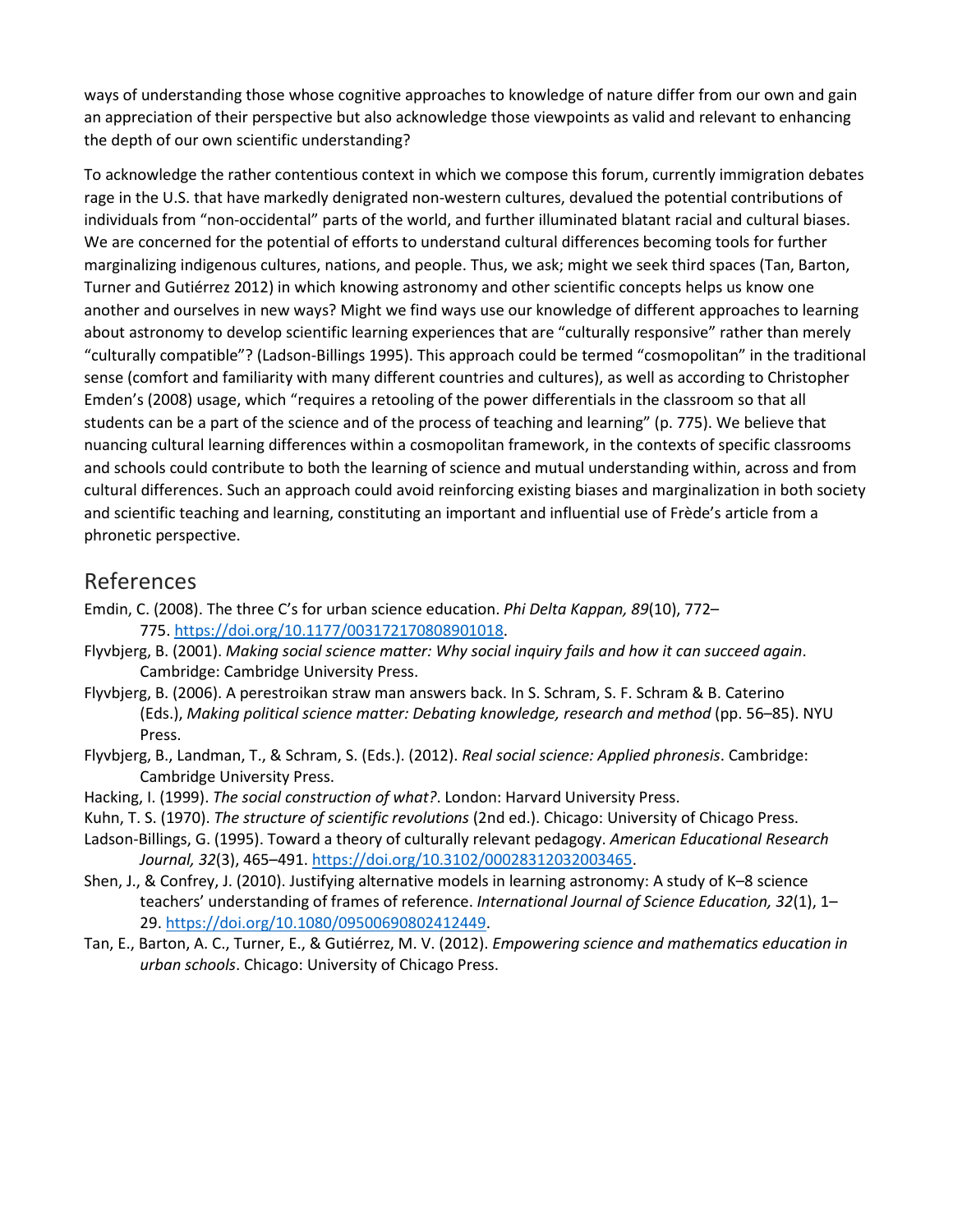ways of understanding those whose cognitive approaches to knowledge of nature differ from our own and gain an appreciation of their perspective but also acknowledge those viewpoints as valid and relevant to enhancing the depth of our own scientific understanding?

To acknowledge the rather contentious context in which we compose this forum, currently immigration debates rage in the U.S. that have markedly denigrated non-western cultures, devalued the potential contributions of individuals from "non-occidental" parts of the world, and further illuminated blatant racial and cultural biases. We are concerned for the potential of efforts to understand cultural differences becoming tools for further marginalizing indigenous cultures, nations, and people. Thus, we ask; might we seek third spaces (Tan, Barton, Turner and Gutiérrez 2012) in which knowing astronomy and other scientific concepts helps us know one another and ourselves in new ways? Might we find ways use our knowledge of different approaches to learning about astronomy to develop scientific learning experiences that are "culturally responsive" rather than merely "culturally compatible"? (Ladson-Billings 1995). This approach could be termed "cosmopolitan" in the traditional sense (comfort and familiarity with many different countries and cultures), as well as according to Christopher Emden's (2008) usage, which "requires a retooling of the power differentials in the classroom so that all students can be a part of the science and of the process of teaching and learning" (p. 775). We believe that nuancing cultural learning differences within a cosmopolitan framework, in the contexts of specific classrooms and schools could contribute to both the learning of science and mutual understanding within, across and from cultural differences. Such an approach could avoid reinforcing existing biases and marginalization in both society and scientific teaching and learning, constituting an important and influential use of Frède's article from a phronetic perspective.

## References

Emdin, C. (2008). The three C's for urban science education. *Phi Delta Kappan, 89*(10), 772–775. https://doi.org/10.1177/003172170808901018.

Flyvbjerg, B. (2001). *Making social science matter: Why social inquiry fails and how it can succeed again*. Cambridge: Cambridge University Press.

Flyvbjerg, B. (2006). A perestroikan straw man answers back. In S. Schram, S. F. Schram & B. Caterino (Eds.), *Making political science matter: Debating knowledge, research and method* (pp. 56–85). NYU Press.

Flyvbjerg, B., Landman, T., & Schram, S. (Eds.). (2012). *Real social science: Applied phronesis*. Cambridge: Cambridge University Press.

Hacking, I. (1999). *The social construction of what?*. London: Harvard University Press.

Kuhn, T. S. (1970). *The structure of scientific revolutions* (2nd ed.). Chicago: University of Chicago Press.

Ladson-Billings, G. (1995). Toward a theory of culturally relevant pedagogy. *American Educational Research Journal, 32*(3), 465–491. https://doi.org/10.3102/00028312032003465.

Shen, J., & Confrey, J. (2010). Justifying alternative models in learning astronomy: A study of K–8 science teachers' understanding of frames of reference. *International Journal of Science Education, 32*(1), 1–29. https://doi.org/10.1080/09500690802412449.

Tan, E., Barton, A. C., Turner, E., & Gutiérrez, M. V. (2012). *Empowering science and mathematics education in urban schools*. Chicago: University of Chicago Press.